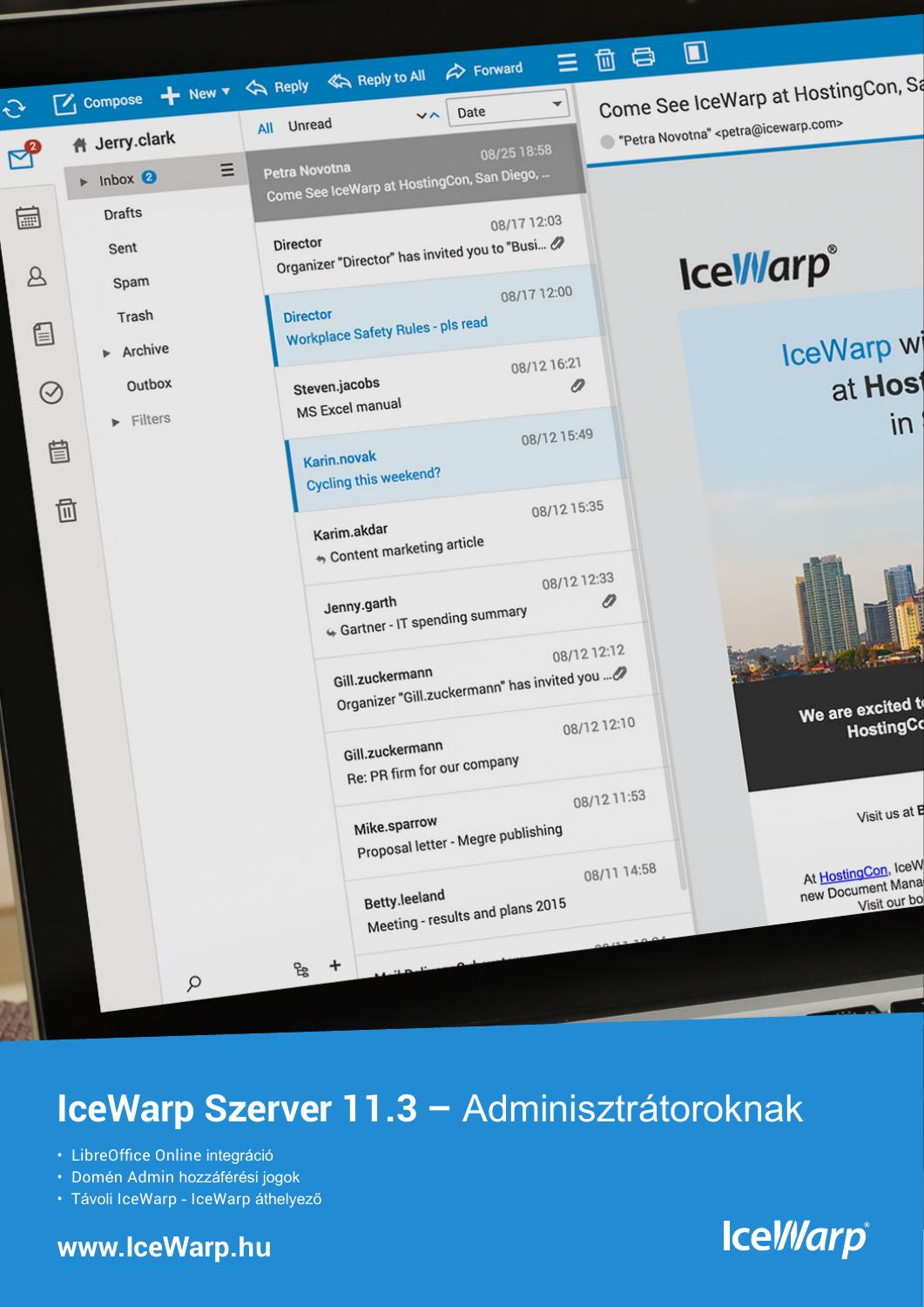# IceWarp Szerver 11.3 – Adminisztrátoroknak

- LibreOffice Online integráció
- Domén Admin hozzáférési jogok
- Távoli IceWarp - IceWarp áthelyező

**www.IceWarp.hu**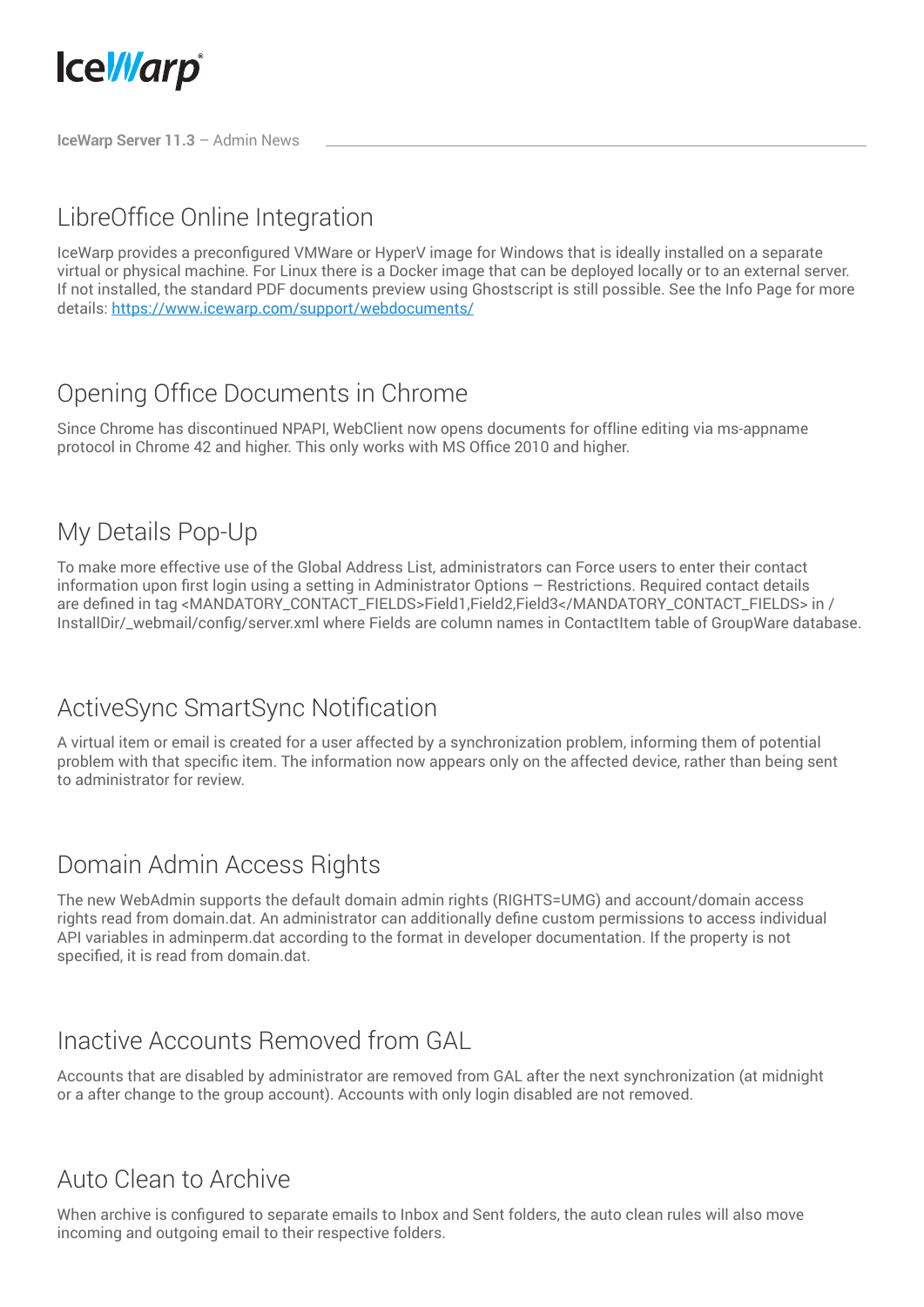## LibreOffice Online Integration

IceWarp provides a preconfigured VMWare or HyperV image for Windows that is ideally installed on a separate virtual or physical machine. For Linux there is a Docker image that can be deployed locally or to an external server. If not installed, the standard PDF documents preview using Ghostscript is still possible. See the Info Page for more details: [https://www.icewarp.com/support/webdocuments/](https://www.icewarp.com/support/webdocuments/)

## Opening Office Documents in Chrome

Since Chrome has discontinued NPAPI, WebClient now opens documents for offline editing via ms-appname protocol in Chrome 42 and higher. This only works with MS Office 2010 and higher.

## My Details Pop-Up

To make more effective use of the Global Address List, administrators can Force users to enter their contact information upon first login using a setting in Administrator Options – Restrictions. Required contact details are defined in tag <MANDATORY_CONTACT_FIELDS>Field1,Field2,Field3</MANDATORY_CONTACT_FIELDS> in /InstallDir/_webmail/config/server.xml where Fields are column names in ContactItem table of GroupWare database.

## ActiveSync SmartSync Notification

A virtual item or email is created for a user affected by a synchronization problem, informing them of potential problem with that specific item. The information now appears only on the affected device, rather than being sent to administrator for review.

## Domain Admin Access Rights

The new WebAdmin supports the default domain admin rights (RIGHTS=UMG) and account/domain access rights read from domain.dat. An administrator can additionally define custom permissions to access individual API variables in adminperm.dat according to the format in developer documentation. If the property is not specified, it is read from domain.dat.

## Inactive Accounts Removed from GAL

Accounts that are disabled by administrator are removed from GAL after the next synchronization (at midnight or a after change to the group account). Accounts with only login disabled are not removed.

## Auto Clean to Archive

When archive is configured to separate emails to Inbox and Sent folders, the auto clean rules will also move incoming and outgoing email to their respective folders.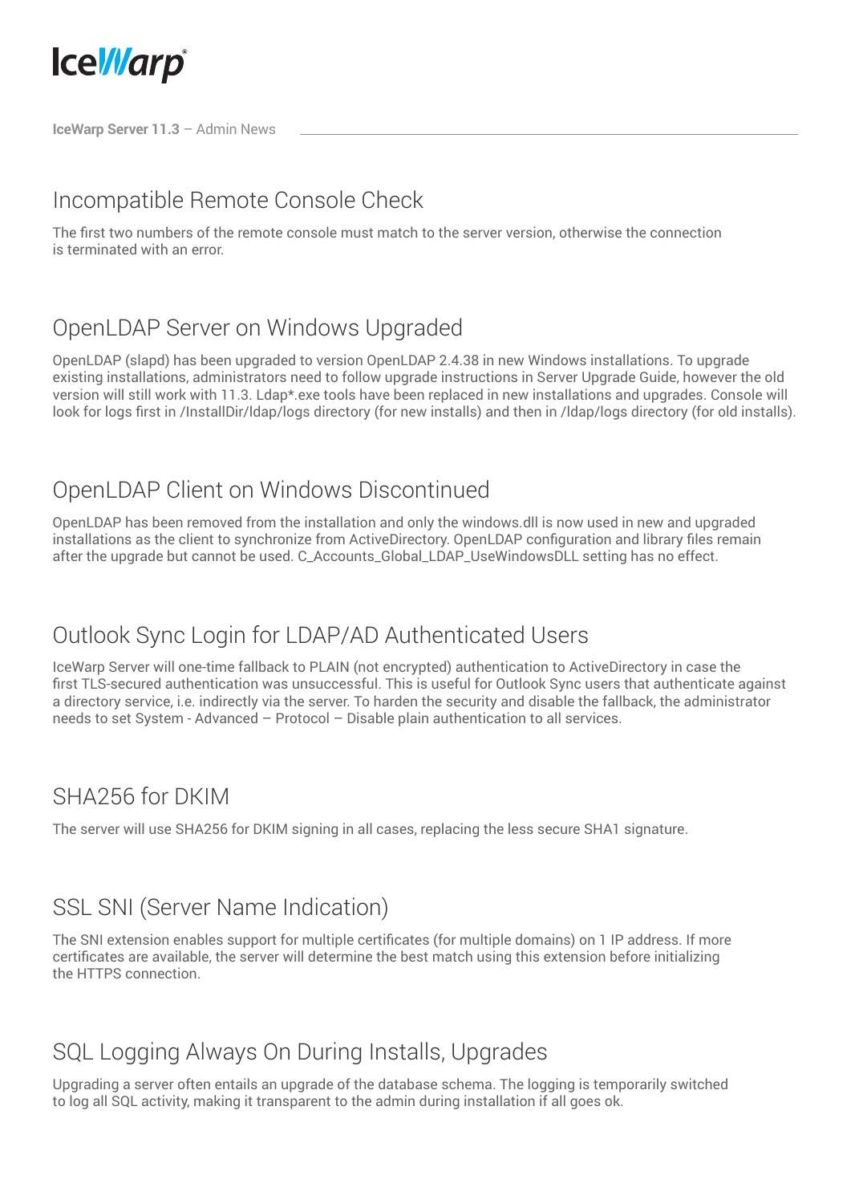## Incompatible Remote Console Check

The first two numbers of the remote console must match to the server version, otherwise the connection is terminated with an error.

## OpenLDAP Server on Windows Upgraded

OpenLDAP (slapd) has been upgraded to version OpenLDAP 2.4.38 in new Windows installations. To upgrade existing installations, administrators need to follow upgrade instructions in Server Upgrade Guide, however the old version will still work with 11.3. Ldap*.exe tools have been replaced in new installations and upgrades. Console will look for logs first in /InstallDir/ldap/logs directory (for new installs) and then in /ldap/logs directory (for old installs).

## OpenLDAP Client on Windows Discontinued

OpenLDAP has been removed from the installation and only the windows.dll is now used in new and upgraded installations as the client to synchronize from ActiveDirectory. OpenLDAP configuration and library files remain after the upgrade but cannot be used. C_Accounts_Global_LDAP_UseWindowsDLL setting has no effect.

## Outlook Sync Login for LDAP/AD Authenticated Users

IceWarp Server will one-time fallback to PLAIN (not encrypted) authentication to ActiveDirectory in case the first TLS-secured authentication was unsuccessful. This is useful for Outlook Sync users that authenticate against a directory service, i.e. indirectly via the server. To harden the security and disable the fallback, the administrator needs to set System - Advanced – Protocol – Disable plain authentication to all services.

## SHA256 for DKIM

The server will use SHA256 for DKIM signing in all cases, replacing the less secure SHA1 signature.

## SSL SNI (Server Name Indication)

The SNI extension enables support for multiple certificates (for multiple domains) on 1 IP address. If more certificates are available, the server will determine the best match using this extension before initializing the HTTPS connection.

## SQL Logging Always On During Installs, Upgrades

Upgrading a server often entails an upgrade of the database schema. The logging is temporarily switched to log all SQL activity, making it transparent to the admin during installation if all goes ok.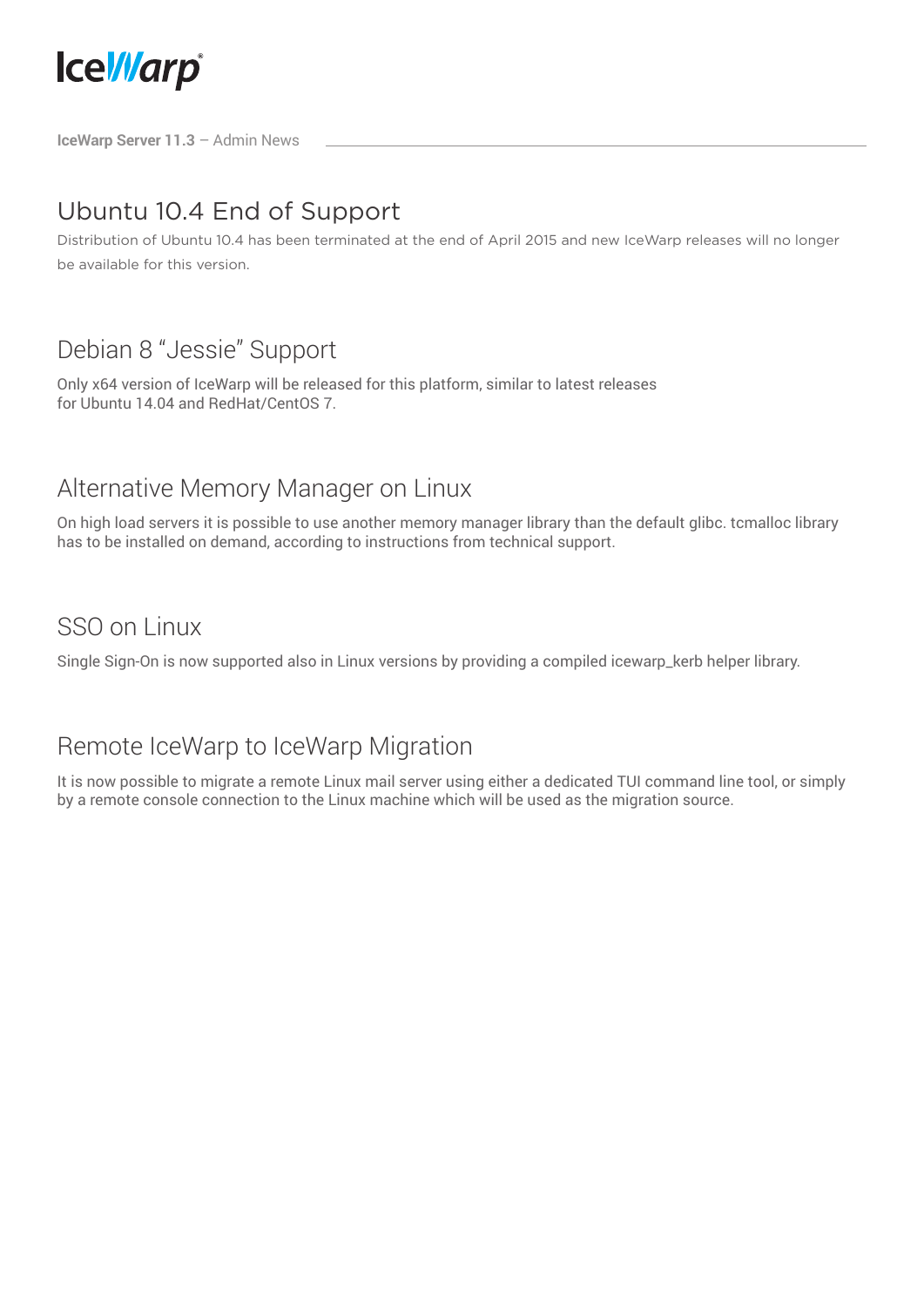## Ubuntu 10.4 End of Support

Distribution of Ubuntu 10.4 has been terminated at the end of April 2015 and new IceWarp releases will no longer be available for this version.

## Debian 8 "Jessie" Support

Only x64 version of IceWarp will be released for this platform, similar to latest releases for Ubuntu 14.04 and RedHat/CentOS 7.

## Alternative Memory Manager on Linux

On high load servers it is possible to use another memory manager library than the default glibc. tcmalloc library has to be installed on demand, according to instructions from technical support.

## SSO on Linux

Single Sign-On is now supported also in Linux versions by providing a compiled icewarp_kerb helper library.

## Remote IceWarp to IceWarp Migration

It is now possible to migrate a remote Linux mail server using either a dedicated TUI command line tool, or simply by a remote console connection to the Linux machine which will be used as the migration source.